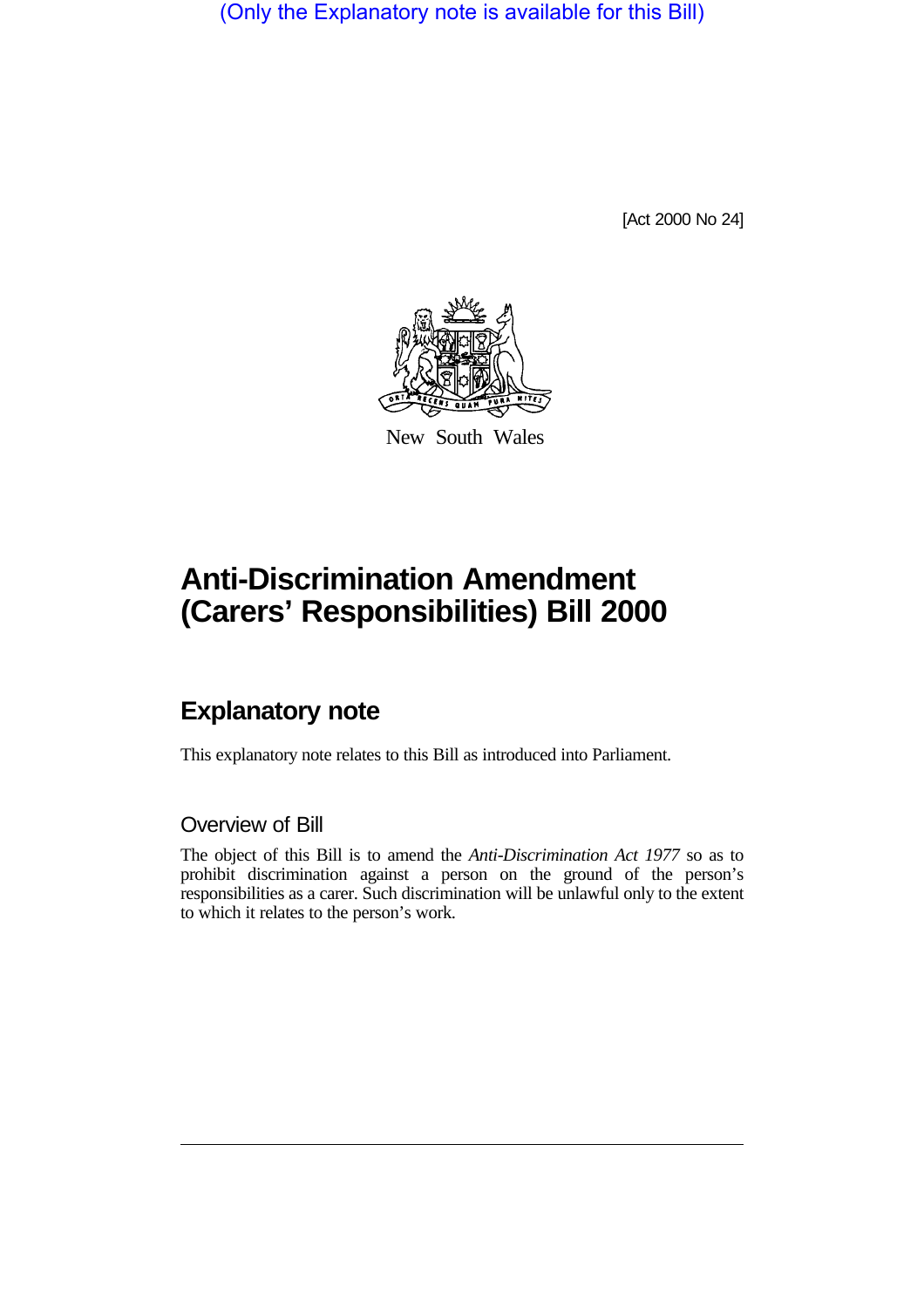(Only the Explanatory note is available for this Bill)

[Act 2000 No 24]

New South Wales

# Anti-Discrimination Amendment (Carers' Responsibilities) Bill 2000

## Explanatory note

This explanatory note relates to this Bill as introduced into Parliament.

### Overview of Bill

The object of this Bill is to amend the *Anti-Discrimination Act 1977* so as to prohibit discrimination against a person on the ground of the person's responsibilities as a carer. Such discrimination will be unlawful only to the extent to which it relates to the person's work.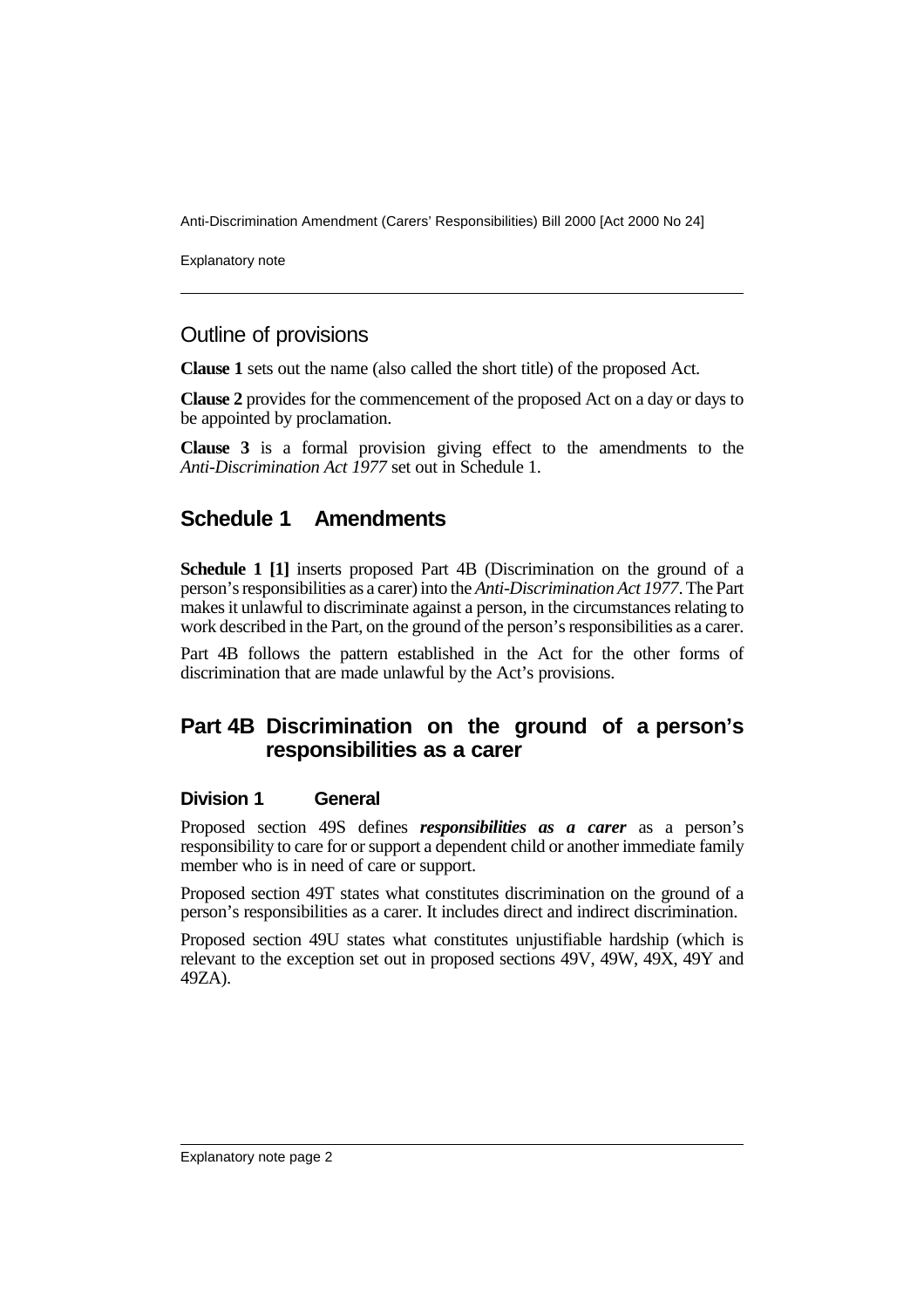## Outline of provisions

**Clause 1** sets out the name (also called the short title) of the proposed Act.

**Clause 2** provides for the commencement of the proposed Act on a day or days to be appointed by proclamation.

**Clause 3** is a formal provision giving effect to the amendments to the *Anti-Discrimination Act 1977* set out in Schedule 1.

## Schedule 1 Amendments

**Schedule 1 [1]** inserts proposed Part 4B (Discrimination on the ground of a person's responsibilities as a carer) into the *Anti-Discrimination Act 1977*. The Part makes it unlawful to discriminate against a person, in the circumstances relating to work described in the Part, on the ground of the person's responsibilities as a carer.

Part 4B follows the pattern established in the Act for the other forms of discrimination that are made unlawful by the Act's provisions.

## Part 4B Discrimination on the ground of a person's responsibilities as a carer

### Division 1 General

Proposed section 49S defines ***responsibilities as a carer*** as a person's responsibility to care for or support a dependent child or another immediate family member who is in need of care or support.

Proposed section 49T states what constitutes discrimination on the ground of a person's responsibilities as a carer. It includes direct and indirect discrimination.

Proposed section 49U states what constitutes unjustifiable hardship (which is relevant to the exception set out in proposed sections 49V, 49W, 49X, 49Y and 49ZA).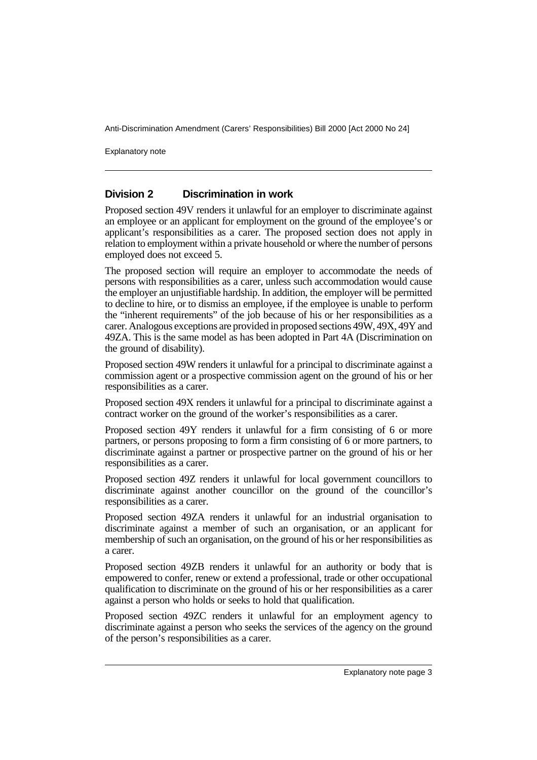## Division 2 Discrimination in work

Proposed section 49V renders it unlawful for an employer to discriminate against an employee or an applicant for employment on the ground of the employee's or applicant's responsibilities as a carer. The proposed section does not apply in relation to employment within a private household or where the number of persons employed does not exceed 5.

The proposed section will require an employer to accommodate the needs of persons with responsibilities as a carer, unless such accommodation would cause the employer an unjustifiable hardship. In addition, the employer will be permitted to decline to hire, or to dismiss an employee, if the employee is unable to perform the "inherent requirements" of the job because of his or her responsibilities as a carer. Analogous exceptions are provided in proposed sections 49W, 49X, 49Y and 49ZA. This is the same model as has been adopted in Part 4A (Discrimination on the ground of disability).

Proposed section 49W renders it unlawful for a principal to discriminate against a commission agent or a prospective commission agent on the ground of his or her responsibilities as a carer.

Proposed section 49X renders it unlawful for a principal to discriminate against a contract worker on the ground of the worker's responsibilities as a carer.

Proposed section 49Y renders it unlawful for a firm consisting of 6 or more partners, or persons proposing to form a firm consisting of 6 or more partners, to discriminate against a partner or prospective partner on the ground of his or her responsibilities as a carer.

Proposed section 49Z renders it unlawful for local government councillors to discriminate against another councillor on the ground of the councillor's responsibilities as a carer.

Proposed section 49ZA renders it unlawful for an industrial organisation to discriminate against a member of such an organisation, or an applicant for membership of such an organisation, on the ground of his or her responsibilities as a carer.

Proposed section 49ZB renders it unlawful for an authority or body that is empowered to confer, renew or extend a professional, trade or other occupational qualification to discriminate on the ground of his or her responsibilities as a carer against a person who holds or seeks to hold that qualification.

Proposed section 49ZC renders it unlawful for an employment agency to discriminate against a person who seeks the services of the agency on the ground of the person's responsibilities as a carer.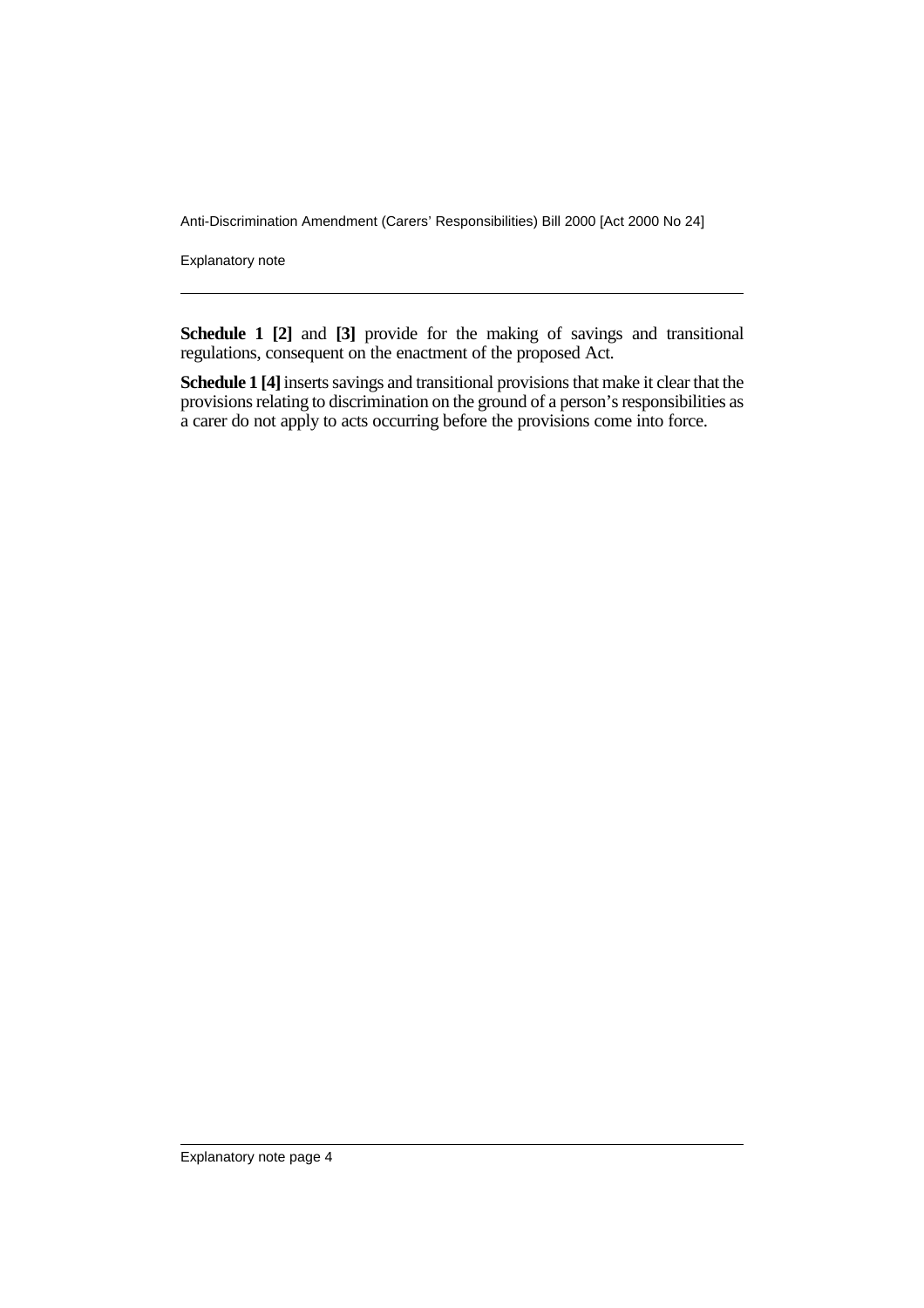**Schedule 1 [2]** and **[3]** provide for the making of savings and transitional regulations, consequent on the enactment of the proposed Act.

**Schedule 1 [4]** inserts savings and transitional provisions that make it clear that the provisions relating to discrimination on the ground of a person's responsibilities as a carer do not apply to acts occurring before the provisions come into force.